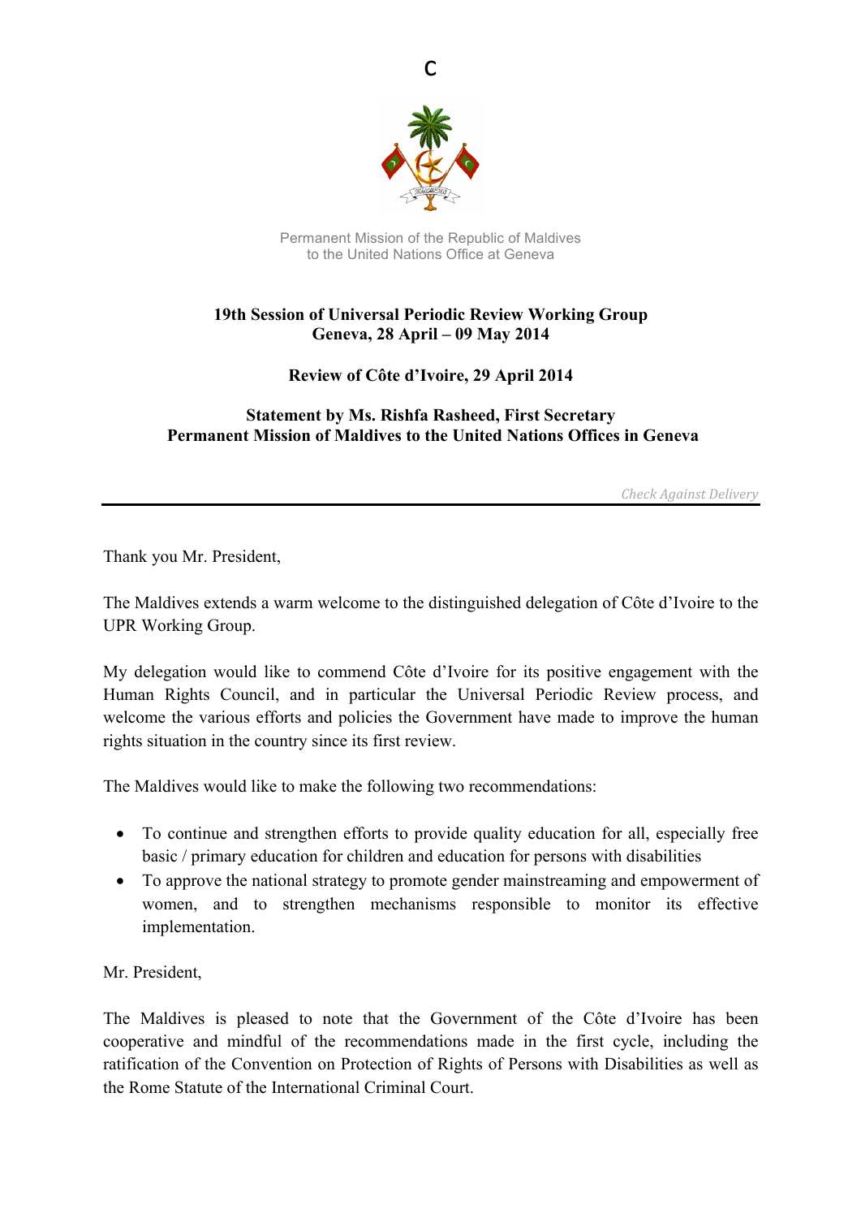C

Permanent Mission of the Republic of Maldives
to the United Nations Office at Geneva

**19th Session of Universal Periodic Review Working Group**
**Geneva, 28 April – 09 May 2014**

**Review of Côte d'Ivoire, 29 April 2014**

**Statement by Ms. Rishfa Rasheed, First Secretary**
**Permanent Mission of Maldives to the United Nations Offices in Geneva**

*Check Against Delivery*

---

Thank you Mr. President,

The Maldives extends a warm welcome to the distinguished delegation of Côte d'Ivoire to the UPR Working Group.

My delegation would like to commend Côte d'Ivoire for its positive engagement with the Human Rights Council, and in particular the Universal Periodic Review process, and welcome the various efforts and policies the Government have made to improve the human rights situation in the country since its first review.

The Maldives would like to make the following two recommendations:

- To continue and strengthen efforts to provide quality education for all, especially free basic / primary education for children and education for persons with disabilities
- To approve the national strategy to promote gender mainstreaming and empowerment of women, and to strengthen mechanisms responsible to monitor its effective implementation.

Mr. President,

The Maldives is pleased to note that the Government of the Côte d'Ivoire has been cooperative and mindful of the recommendations made in the first cycle, including the ratification of the Convention on Protection of Rights of Persons with Disabilities as well as the Rome Statute of the International Criminal Court.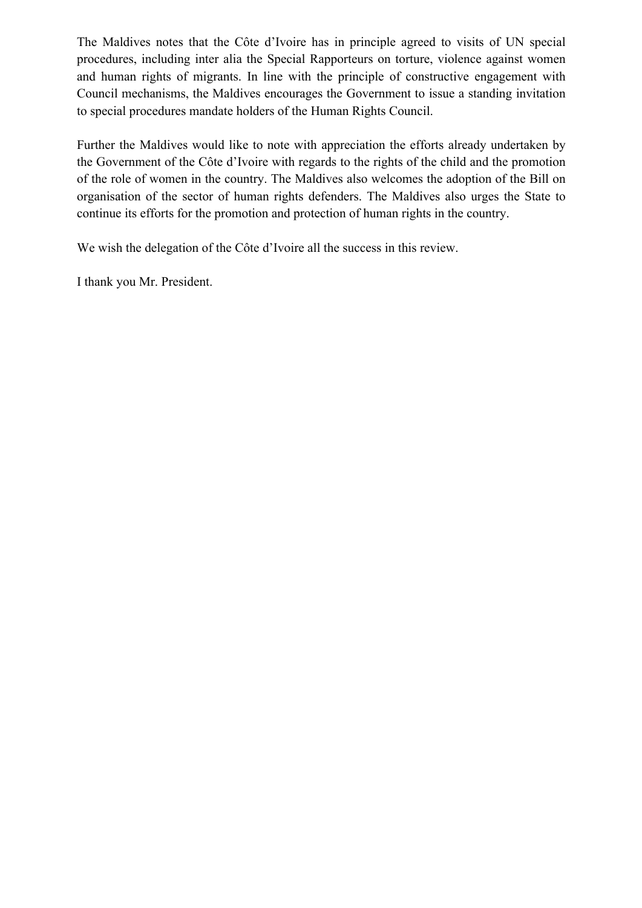The Maldives notes that the Côte d'Ivoire has in principle agreed to visits of UN special procedures, including inter alia the Special Rapporteurs on torture, violence against women and human rights of migrants. In line with the principle of constructive engagement with Council mechanisms, the Maldives encourages the Government to issue a standing invitation to special procedures mandate holders of the Human Rights Council.

Further the Maldives would like to note with appreciation the efforts already undertaken by the Government of the Côte d'Ivoire with regards to the rights of the child and the promotion of the role of women in the country. The Maldives also welcomes the adoption of the Bill on organisation of the sector of human rights defenders. The Maldives also urges the State to continue its efforts for the promotion and protection of human rights in the country.

We wish the delegation of the Côte d'Ivoire all the success in this review.

I thank you Mr. President.